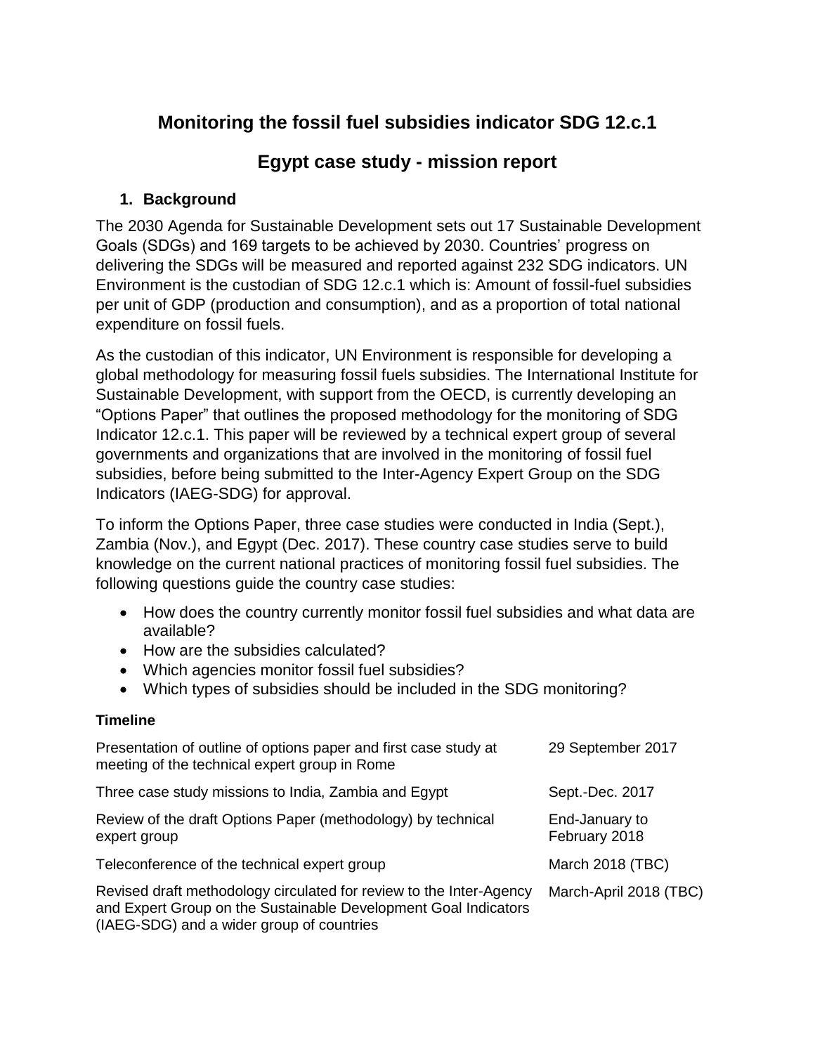# Monitoring the fossil fuel subsidies indicator SDG 12.c.1

# Egypt case study - mission report

## 1. Background

The 2030 Agenda for Sustainable Development sets out 17 Sustainable Development Goals (SDGs) and 169 targets to be achieved by 2030. Countries' progress on delivering the SDGs will be measured and reported against 232 SDG indicators. UN Environment is the custodian of SDG 12.c.1 which is: Amount of fossil-fuel subsidies per unit of GDP (production and consumption), and as a proportion of total national expenditure on fossil fuels.

As the custodian of this indicator, UN Environment is responsible for developing a global methodology for measuring fossil fuels subsidies. The International Institute for Sustainable Development, with support from the OECD, is currently developing an "Options Paper" that outlines the proposed methodology for the monitoring of SDG Indicator 12.c.1. This paper will be reviewed by a technical expert group of several governments and organizations that are involved in the monitoring of fossil fuel subsidies, before being submitted to the Inter-Agency Expert Group on the SDG Indicators (IAEG-SDG) for approval.

To inform the Options Paper, three case studies were conducted in India (Sept.), Zambia (Nov.), and Egypt (Dec. 2017). These country case studies serve to build knowledge on the current national practices of monitoring fossil fuel subsidies. The following questions guide the country case studies:

- How does the country currently monitor fossil fuel subsidies and what data are available?
- How are the subsidies calculated?
- Which agencies monitor fossil fuel subsidies?
- Which types of subsidies should be included in the SDG monitoring?

**Timeline**

| | |
|---|---|
| Presentation of outline of options paper and first case study at meeting of the technical expert group in Rome | 29 September 2017 |
| Three case study missions to India, Zambia and Egypt | Sept.-Dec. 2017 |
| Review of the draft Options Paper (methodology) by technical expert group | End-January to February 2018 |
| Teleconference of the technical expert group | March 2018 (TBC) |
| Revised draft methodology circulated for review to the Inter-Agency and Expert Group on the Sustainable Development Goal Indicators (IAEG-SDG) and a wider group of countries | March-April 2018 (TBC) |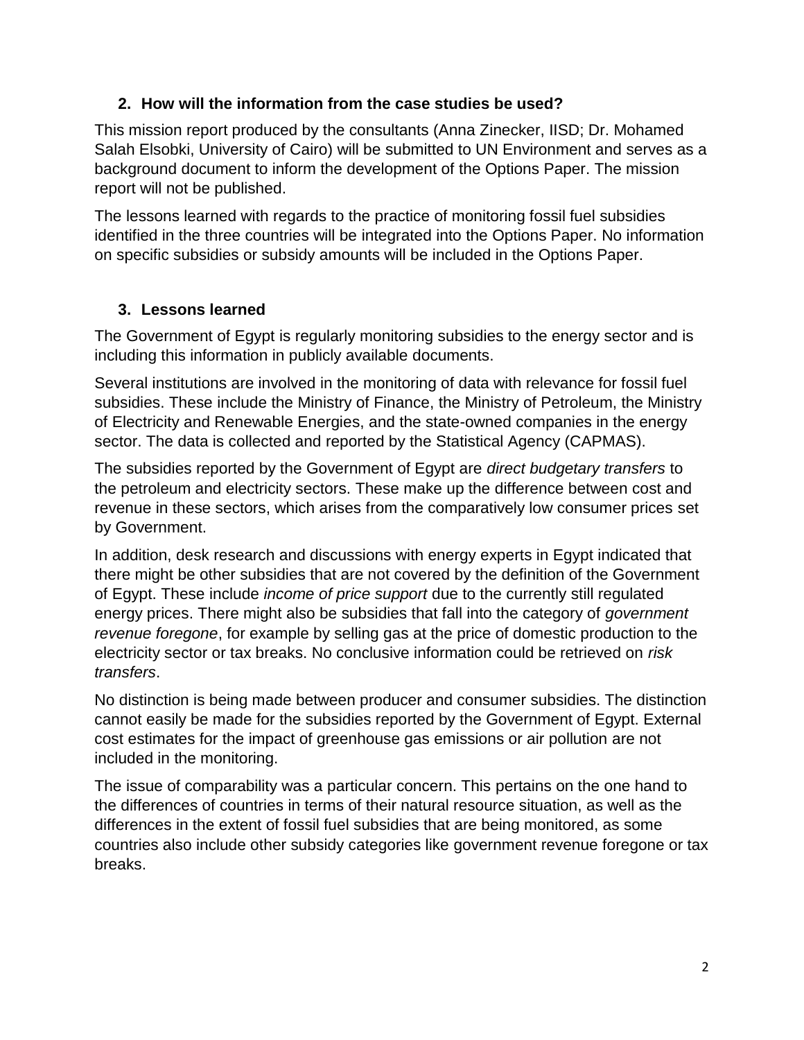## 2. How will the information from the case studies be used?

This mission report produced by the consultants (Anna Zinecker, IISD; Dr. Mohamed Salah Elsobki, University of Cairo) will be submitted to UN Environment and serves as a background document to inform the development of the Options Paper. The mission report will not be published.

The lessons learned with regards to the practice of monitoring fossil fuel subsidies identified in the three countries will be integrated into the Options Paper. No information on specific subsidies or subsidy amounts will be included in the Options Paper.

## 3. Lessons learned

The Government of Egypt is regularly monitoring subsidies to the energy sector and is including this information in publicly available documents.

Several institutions are involved in the monitoring of data with relevance for fossil fuel subsidies. These include the Ministry of Finance, the Ministry of Petroleum, the Ministry of Electricity and Renewable Energies, and the state-owned companies in the energy sector. The data is collected and reported by the Statistical Agency (CAPMAS).

The subsidies reported by the Government of Egypt are *direct budgetary transfers* to the petroleum and electricity sectors. These make up the difference between cost and revenue in these sectors, which arises from the comparatively low consumer prices set by Government.

In addition, desk research and discussions with energy experts in Egypt indicated that there might be other subsidies that are not covered by the definition of the Government of Egypt. These include *income of price support* due to the currently still regulated energy prices. There might also be subsidies that fall into the category of *government revenue foregone*, for example by selling gas at the price of domestic production to the electricity sector or tax breaks. No conclusive information could be retrieved on *risk transfers*.

No distinction is being made between producer and consumer subsidies. The distinction cannot easily be made for the subsidies reported by the Government of Egypt. External cost estimates for the impact of greenhouse gas emissions or air pollution are not included in the monitoring.

The issue of comparability was a particular concern. This pertains on the one hand to the differences of countries in terms of their natural resource situation, as well as the differences in the extent of fossil fuel subsidies that are being monitored, as some countries also include other subsidy categories like government revenue foregone or tax breaks.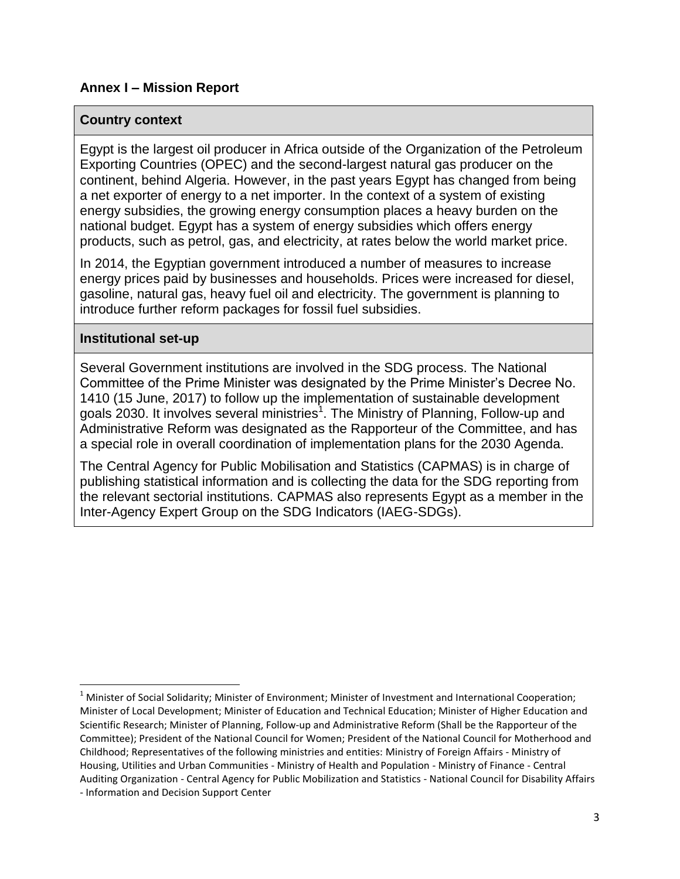## Annex I – Mission Report

### Country context

Egypt is the largest oil producer in Africa outside of the Organization of the Petroleum Exporting Countries (OPEC) and the second-largest natural gas producer on the continent, behind Algeria. However, in the past years Egypt has changed from being a net exporter of energy to a net importer. In the context of a system of existing energy subsidies, the growing energy consumption places a heavy burden on the national budget. Egypt has a system of energy subsidies which offers energy products, such as petrol, gas, and electricity, at rates below the world market price.

In 2014, the Egyptian government introduced a number of measures to increase energy prices paid by businesses and households. Prices were increased for diesel, gasoline, natural gas, heavy fuel oil and electricity. The government is planning to introduce further reform packages for fossil fuel subsidies.

### Institutional set-up

Several Government institutions are involved in the SDG process. The National Committee of the Prime Minister was designated by the Prime Minister's Decree No. 1410 (15 June, 2017) to follow up the implementation of sustainable development goals 2030. It involves several ministries[1]. The Ministry of Planning, Follow-up and Administrative Reform was designated as the Rapporteur of the Committee, and has a special role in overall coordination of implementation plans for the 2030 Agenda.

The Central Agency for Public Mobilisation and Statistics (CAPMAS) is in charge of publishing statistical information and is collecting the data for the SDG reporting from the relevant sectorial institutions. CAPMAS also represents Egypt as a member in the Inter-Agency Expert Group on the SDG Indicators (IAEG-SDGs).

[1] Minister of Social Solidarity; Minister of Environment; Minister of Investment and International Cooperation; Minister of Local Development; Minister of Education and Technical Education; Minister of Higher Education and Scientific Research; Minister of Planning, Follow-up and Administrative Reform (Shall be the Rapporteur of the Committee); President of the National Council for Women; President of the National Council for Motherhood and Childhood; Representatives of the following ministries and entities: Ministry of Foreign Affairs - Ministry of Housing, Utilities and Urban Communities - Ministry of Health and Population - Ministry of Finance - Central Auditing Organization - Central Agency for Public Mobilization and Statistics - National Council for Disability Affairs - Information and Decision Support Center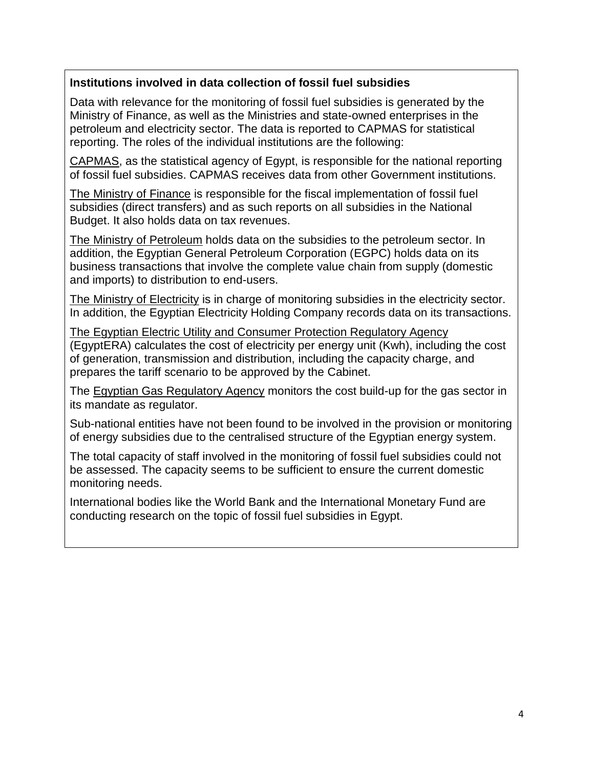**Institutions involved in data collection of fossil fuel subsidies**

Data with relevance for the monitoring of fossil fuel subsidies is generated by the Ministry of Finance, as well as the Ministries and state-owned enterprises in the petroleum and electricity sector. The data is reported to CAPMAS for statistical reporting. The roles of the individual institutions are the following:

CAPMAS, as the statistical agency of Egypt, is responsible for the national reporting of fossil fuel subsidies. CAPMAS receives data from other Government institutions.

The Ministry of Finance is responsible for the fiscal implementation of fossil fuel subsidies (direct transfers) and as such reports on all subsidies in the National Budget. It also holds data on tax revenues.

The Ministry of Petroleum holds data on the subsidies to the petroleum sector. In addition, the Egyptian General Petroleum Corporation (EGPC) holds data on its business transactions that involve the complete value chain from supply (domestic and imports) to distribution to end-users.

The Ministry of Electricity is in charge of monitoring subsidies in the electricity sector. In addition, the Egyptian Electricity Holding Company records data on its transactions.

The Egyptian Electric Utility and Consumer Protection Regulatory Agency (EgyptERA) calculates the cost of electricity per energy unit (Kwh), including the cost of generation, transmission and distribution, including the capacity charge, and prepares the tariff scenario to be approved by the Cabinet.

The Egyptian Gas Regulatory Agency monitors the cost build-up for the gas sector in its mandate as regulator.

Sub-national entities have not been found to be involved in the provision or monitoring of energy subsidies due to the centralised structure of the Egyptian energy system.

The total capacity of staff involved in the monitoring of fossil fuel subsidies could not be assessed. The capacity seems to be sufficient to ensure the current domestic monitoring needs.

International bodies like the World Bank and the International Monetary Fund are conducting research on the topic of fossil fuel subsidies in Egypt.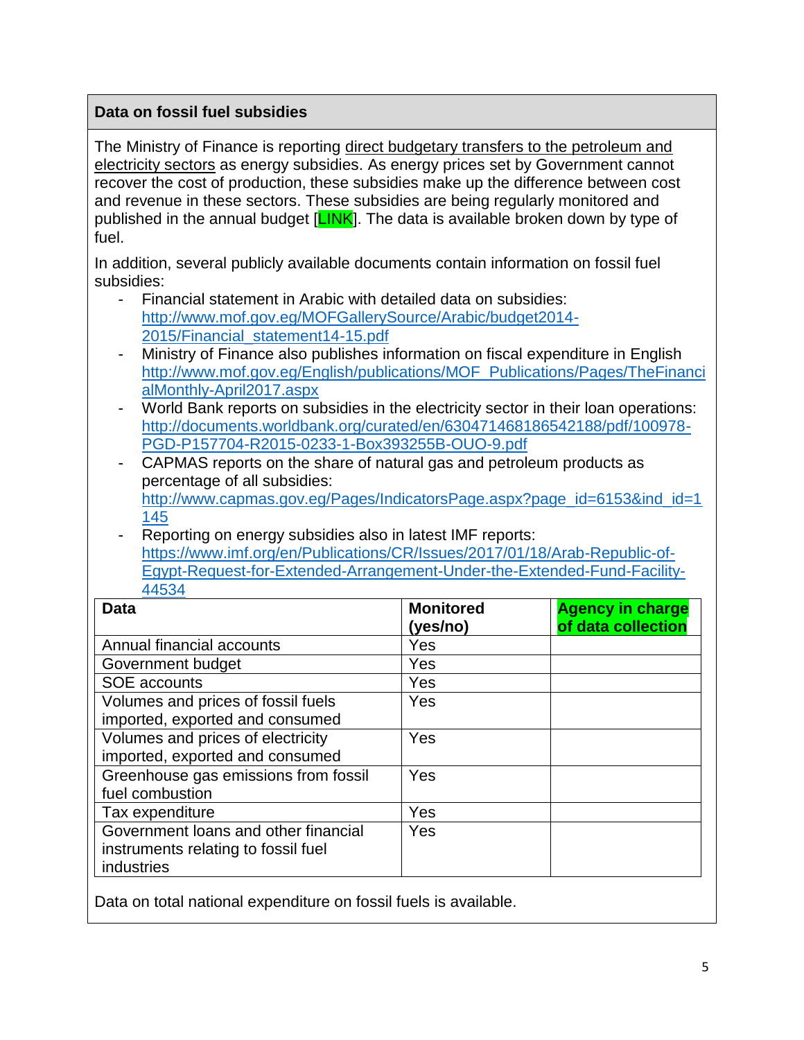## Data on fossil fuel subsidies

The Ministry of Finance is reporting direct budgetary transfers to the petroleum and electricity sectors as energy subsidies. As energy prices set by Government cannot recover the cost of production, these subsidies make up the difference between cost and revenue in these sectors. These subsidies are being regularly monitored and published in the annual budget [LINK]. The data is available broken down by type of fuel.

In addition, several publicly available documents contain information on fossil fuel subsidies:

- Financial statement in Arabic with detailed data on subsidies: http://www.mof.gov.eg/MOFGallerySource/Arabic/budget2014-2015/Financial_statement14-15.pdf
- Ministry of Finance also publishes information on fiscal expenditure in English http://www.mof.gov.eg/English/publications/MOF_Publications/Pages/TheFinancialMonthly-April2017.aspx
- World Bank reports on subsidies in the electricity sector in their loan operations: http://documents.worldbank.org/curated/en/630471468186542188/pdf/100978-PGD-P157704-R2015-0233-1-Box393255B-OUO-9.pdf
- CAPMAS reports on the share of natural gas and petroleum products as percentage of all subsidies: http://www.capmas.gov.eg/Pages/IndicatorsPage.aspx?page_id=6153&ind_id=1145
- Reporting on energy subsidies also in latest IMF reports: https://www.imf.org/en/Publications/CR/Issues/2017/01/18/Arab-Republic-of-Egypt-Request-for-Extended-Arrangement-Under-the-Extended-Fund-Facility-44534

| Data | Monitored (yes/no) | Agency in charge of data collection |
| --- | --- | --- |
| Annual financial accounts | Yes | |
| Government budget | Yes | |
| SOE accounts | Yes | |
| Volumes and prices of fossil fuels imported, exported and consumed | Yes | |
| Volumes and prices of electricity imported, exported and consumed | Yes | |
| Greenhouse gas emissions from fossil fuel combustion | Yes | |
| Tax expenditure | Yes | |
| Government loans and other financial instruments relating to fossil fuel industries | Yes | |

Data on total national expenditure on fossil fuels is available.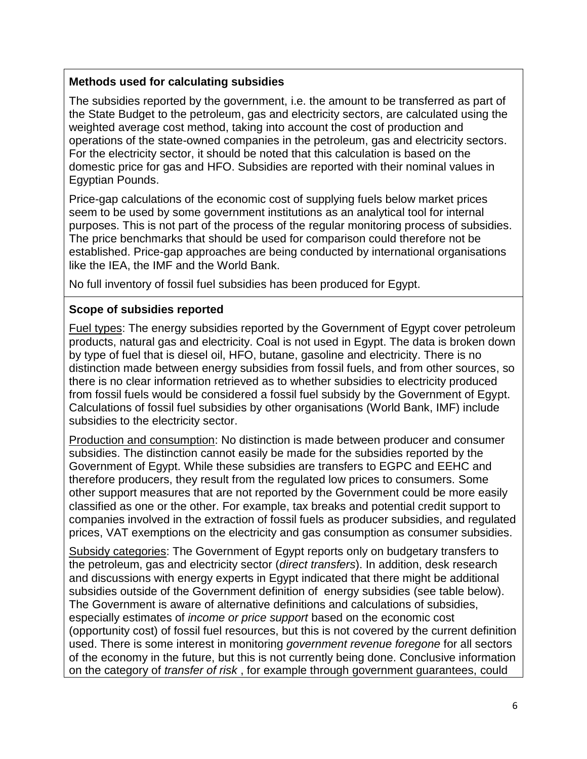**Methods used for calculating subsidies**

The subsidies reported by the government, i.e. the amount to be transferred as part of the State Budget to the petroleum, gas and electricity sectors, are calculated using the weighted average cost method, taking into account the cost of production and operations of the state-owned companies in the petroleum, gas and electricity sectors. For the electricity sector, it should be noted that this calculation is based on the domestic price for gas and HFO. Subsidies are reported with their nominal values in Egyptian Pounds.

Price-gap calculations of the economic cost of supplying fuels below market prices seem to be used by some government institutions as an analytical tool for internal purposes. This is not part of the process of the regular monitoring process of subsidies. The price benchmarks that should be used for comparison could therefore not be established. Price-gap approaches are being conducted by international organisations like the IEA, the IMF and the World Bank.

No full inventory of fossil fuel subsidies has been produced for Egypt.

**Scope of subsidies reported**

Fuel types: The energy subsidies reported by the Government of Egypt cover petroleum products, natural gas and electricity. Coal is not used in Egypt. The data is broken down by type of fuel that is diesel oil, HFO, butane, gasoline and electricity. There is no distinction made between energy subsidies from fossil fuels, and from other sources, so there is no clear information retrieved as to whether subsidies to electricity produced from fossil fuels would be considered a fossil fuel subsidy by the Government of Egypt. Calculations of fossil fuel subsidies by other organisations (World Bank, IMF) include subsidies to the electricity sector.

Production and consumption: No distinction is made between producer and consumer subsidies. The distinction cannot easily be made for the subsidies reported by the Government of Egypt. While these subsidies are transfers to EGPC and EEHC and therefore producers, they result from the regulated low prices to consumers. Some other support measures that are not reported by the Government could be more easily classified as one or the other. For example, tax breaks and potential credit support to companies involved in the extraction of fossil fuels as producer subsidies, and regulated prices, VAT exemptions on the electricity and gas consumption as consumer subsidies.

Subsidy categories: The Government of Egypt reports only on budgetary transfers to the petroleum, gas and electricity sector (*direct transfers*). In addition, desk research and discussions with energy experts in Egypt indicated that there might be additional subsidies outside of the Government definition of energy subsidies (see table below). The Government is aware of alternative definitions and calculations of subsidies, especially estimates of *income or price support* based on the economic cost (opportunity cost) of fossil fuel resources, but this is not covered by the current definition used. There is some interest in monitoring *government revenue foregone* for all sectors of the economy in the future, but this is not currently being done. Conclusive information on the category of *transfer of risk* , for example through government guarantees, could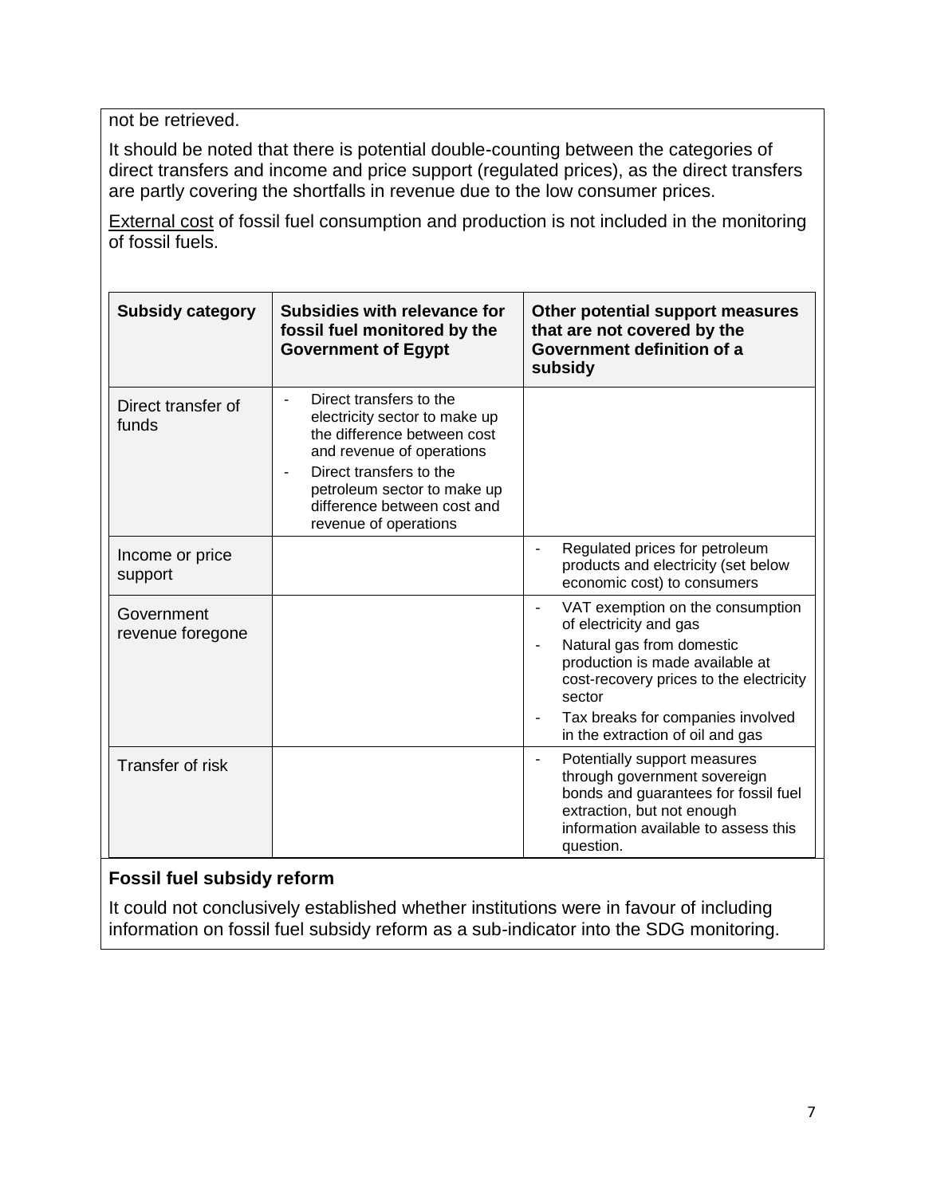not be retrieved.

It should be noted that there is potential double-counting between the categories of direct transfers and income and price support (regulated prices), as the direct transfers are partly covering the shortfalls in revenue due to the low consumer prices.

External cost of fossil fuel consumption and production is not included in the monitoring of fossil fuels.

| **Subsidy category** | **Subsidies with relevance for fossil fuel monitored by the Government of Egypt** | **Other potential support measures that are not covered by the Government definition of a subsidy** |
|---|---|---|
| Direct transfer of funds | - Direct transfers to the electricity sector to make up the difference between cost and revenue of operations<br>- Direct transfers to the petroleum sector to make up difference between cost and revenue of operations | |
| Income or price support | | - Regulated prices for petroleum products and electricity (set below economic cost) to consumers |
| Government revenue foregone | | - VAT exemption on the consumption of electricity and gas<br>- Natural gas from domestic production is made available at cost-recovery prices to the electricity sector<br>- Tax breaks for companies involved in the extraction of oil and gas |
| Transfer of risk | | - Potentially support measures through government sovereign bonds and guarantees for fossil fuel extraction, but not enough information available to assess this question. |

**Fossil fuel subsidy reform**

It could not conclusively established whether institutions were in favour of including information on fossil fuel subsidy reform as a sub-indicator into the SDG monitoring.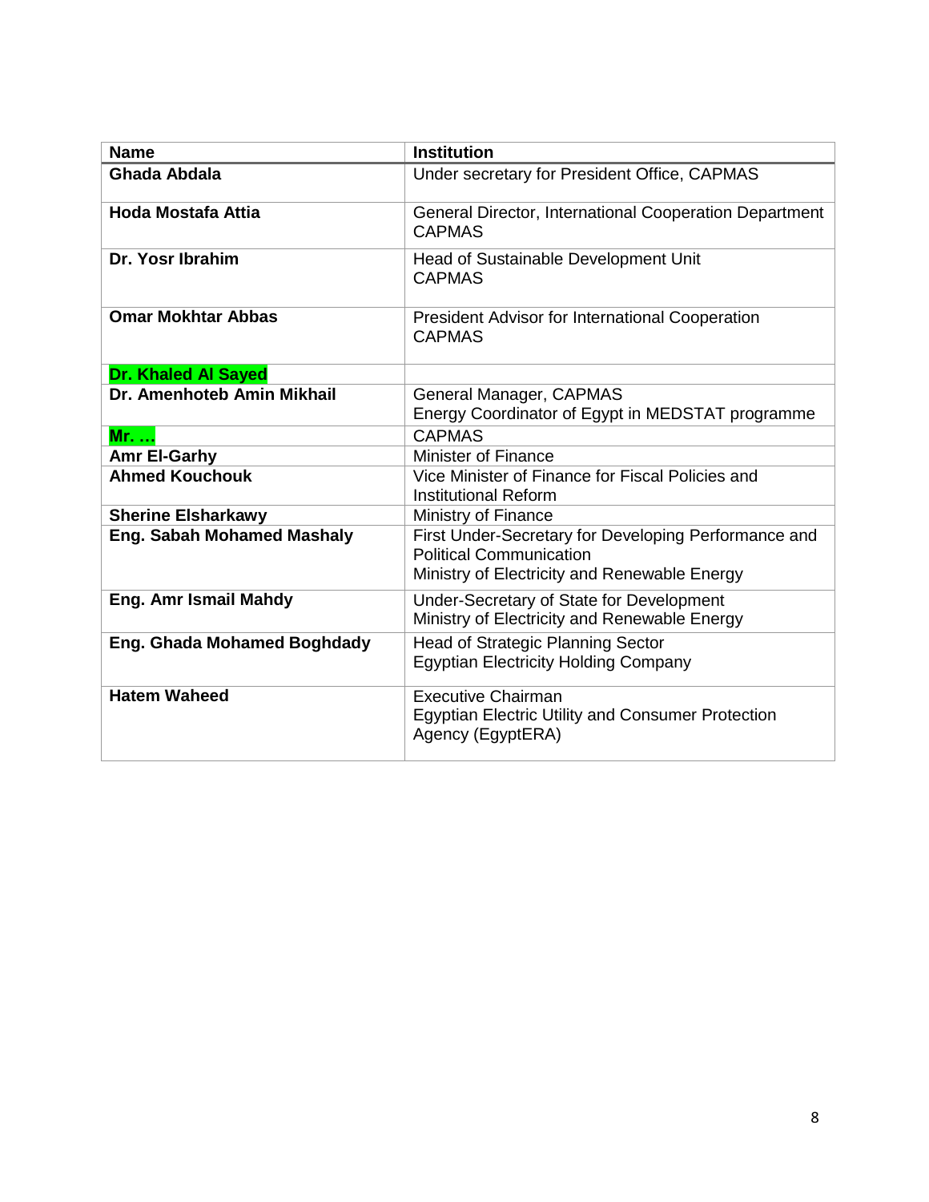| Name | Institution |
| --- | --- |
| **Ghada Abdala** | Under secretary for President Office, CAPMAS |
| **Hoda Mostafa Attia** | General Director, International Cooperation Department CAPMAS |
| **Dr. Yosr Ibrahim** | Head of Sustainable Development Unit CAPMAS |
| **Omar Mokhtar Abbas** | President Advisor for International Cooperation CAPMAS |
| **Dr. Khaled Al Sayed** | |
| **Dr. Amenhoteb Amin Mikhail** | General Manager, CAPMAS Energy Coordinator of Egypt in MEDSTAT programme |
| **Mr. …** | CAPMAS |
| **Amr El-Garhy** | Minister of Finance |
| **Ahmed Kouchouk** | Vice Minister of Finance for Fiscal Policies and Institutional Reform |
| **Sherine Elsharkawy** | Ministry of Finance |
| **Eng. Sabah Mohamed Mashaly** | First Under-Secretary for Developing Performance and Political Communication Ministry of Electricity and Renewable Energy |
| **Eng. Amr Ismail Mahdy** | Under-Secretary of State for Development Ministry of Electricity and Renewable Energy |
| **Eng. Ghada Mohamed Boghdady** | Head of Strategic Planning Sector Egyptian Electricity Holding Company |
| **Hatem Waheed** | Executive Chairman Egyptian Electric Utility and Consumer Protection Agency (EgyptERA) |